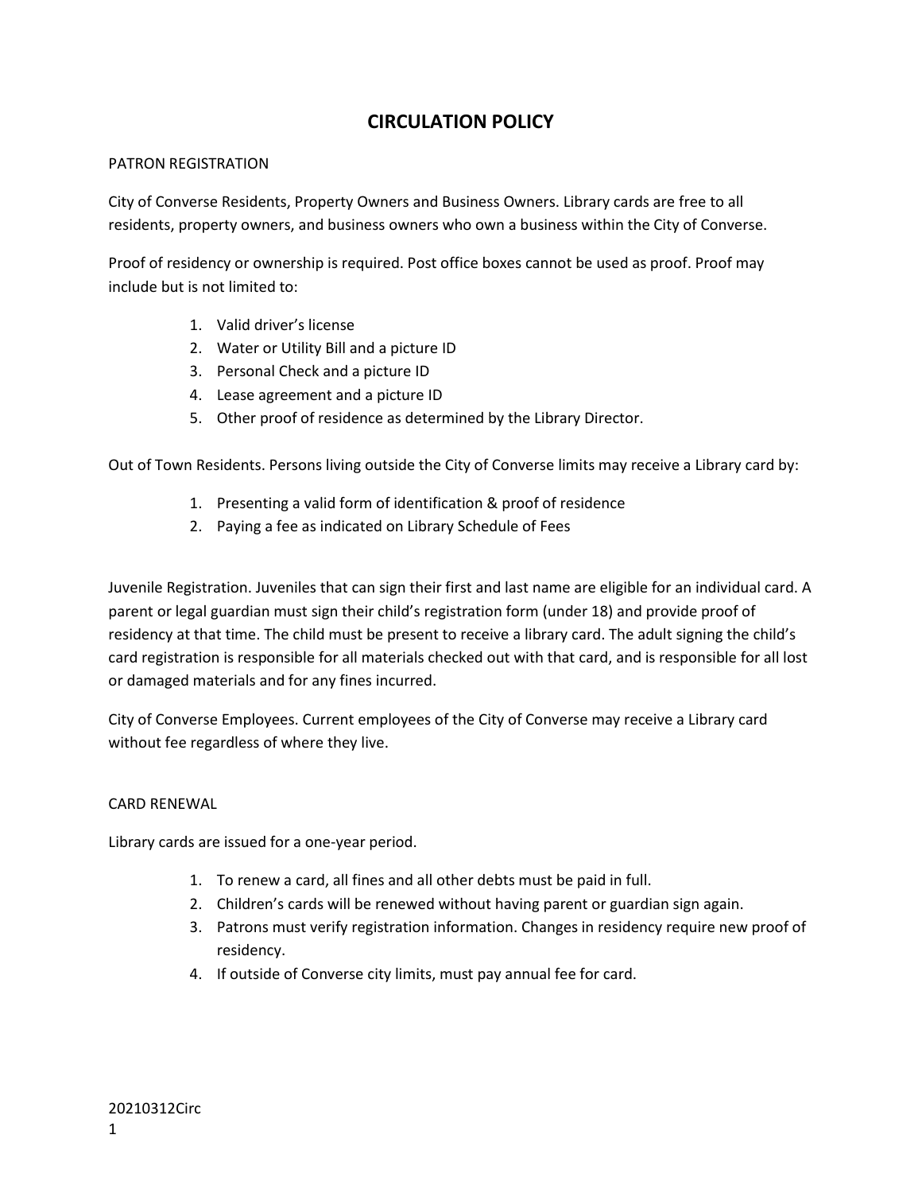# CIRCULATION POLICY

## PATRON REGISTRATION

City of Converse Residents, Property Owners and Business Owners. Library cards are free to all residents, property owners, and business owners who own a business within the City of Converse.

Proof of residency or ownership is required. Post office boxes cannot be used as proof. Proof may include but is not limited to:

1. Valid driver's license
2. Water or Utility Bill and a picture ID
3. Personal Check and a picture ID
4. Lease agreement and a picture ID
5. Other proof of residence as determined by the Library Director.

Out of Town Residents. Persons living outside the City of Converse limits may receive a Library card by:

1. Presenting a valid form of identification & proof of residence
2. Paying a fee as indicated on Library Schedule of Fees

Juvenile Registration. Juveniles that can sign their first and last name are eligible for an individual card. A parent or legal guardian must sign their child's registration form (under 18) and provide proof of residency at that time. The child must be present to receive a library card. The adult signing the child's card registration is responsible for all materials checked out with that card, and is responsible for all lost or damaged materials and for any fines incurred.

City of Converse Employees. Current employees of the City of Converse may receive a Library card without fee regardless of where they live.

## CARD RENEWAL

Library cards are issued for a one-year period.

1. To renew a card, all fines and all other debts must be paid in full.
2. Children's cards will be renewed without having parent or guardian sign again.
3. Patrons must verify registration information. Changes in residency require new proof of residency.
4. If outside of Converse city limits, must pay annual fee for card.

20210312Circ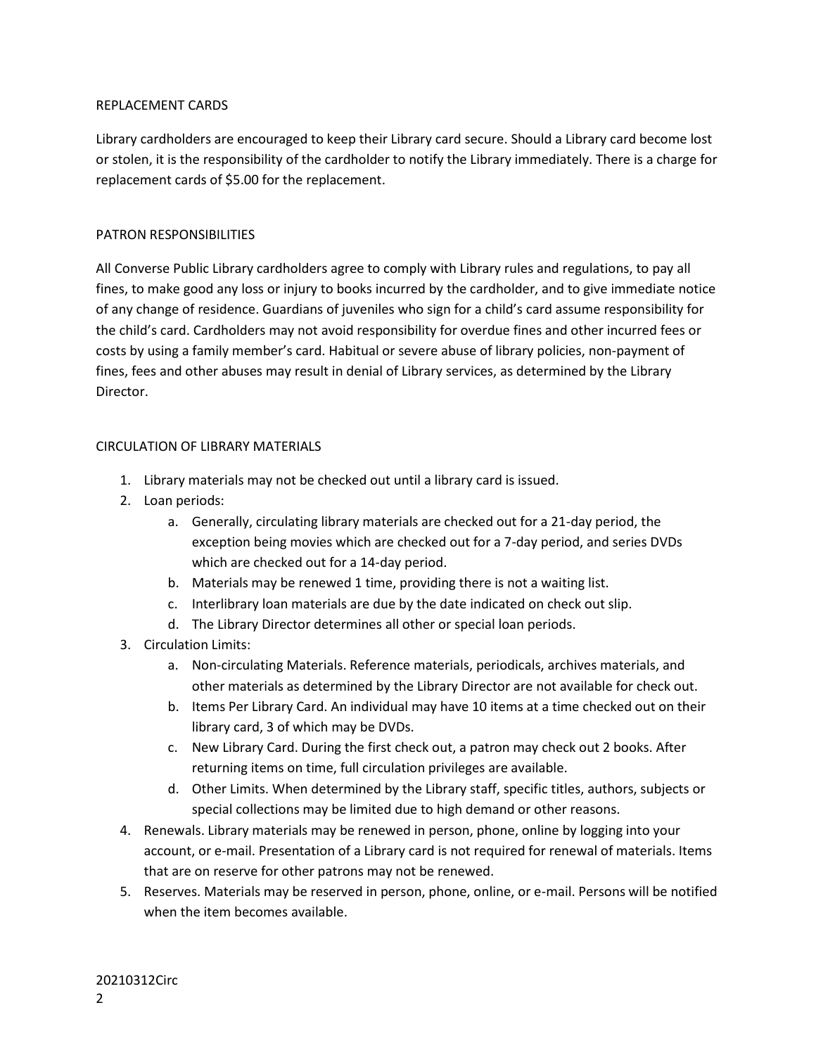## REPLACEMENT CARDS

Library cardholders are encouraged to keep their Library card secure. Should a Library card become lost or stolen, it is the responsibility of the cardholder to notify the Library immediately. There is a charge for replacement cards of $5.00 for the replacement.

## PATRON RESPONSIBILITIES

All Converse Public Library cardholders agree to comply with Library rules and regulations, to pay all fines, to make good any loss or injury to books incurred by the cardholder, and to give immediate notice of any change of residence. Guardians of juveniles who sign for a child's card assume responsibility for the child's card. Cardholders may not avoid responsibility for overdue fines and other incurred fees or costs by using a family member's card. Habitual or severe abuse of library policies, non-payment of fines, fees and other abuses may result in denial of Library services, as determined by the Library Director.

## CIRCULATION OF LIBRARY MATERIALS

1. Library materials may not be checked out until a library card is issued.
2. Loan periods:
   a. Generally, circulating library materials are checked out for a 21-day period, the exception being movies which are checked out for a 7-day period, and series DVDs which are checked out for a 14-day period.
   b. Materials may be renewed 1 time, providing there is not a waiting list.
   c. Interlibrary loan materials are due by the date indicated on check out slip.
   d. The Library Director determines all other or special loan periods.
3. Circulation Limits:
   a. Non-circulating Materials. Reference materials, periodicals, archives materials, and other materials as determined by the Library Director are not available for check out.
   b. Items Per Library Card. An individual may have 10 items at a time checked out on their library card, 3 of which may be DVDs.
   c. New Library Card. During the first check out, a patron may check out 2 books. After returning items on time, full circulation privileges are available.
   d. Other Limits. When determined by the Library staff, specific titles, authors, subjects or special collections may be limited due to high demand or other reasons.
4. Renewals. Library materials may be renewed in person, phone, online by logging into your account, or e-mail. Presentation of a Library card is not required for renewal of materials. Items that are on reserve for other patrons may not be renewed.
5. Reserves. Materials may be reserved in person, phone, online, or e-mail. Persons will be notified when the item becomes available.

20210312Circ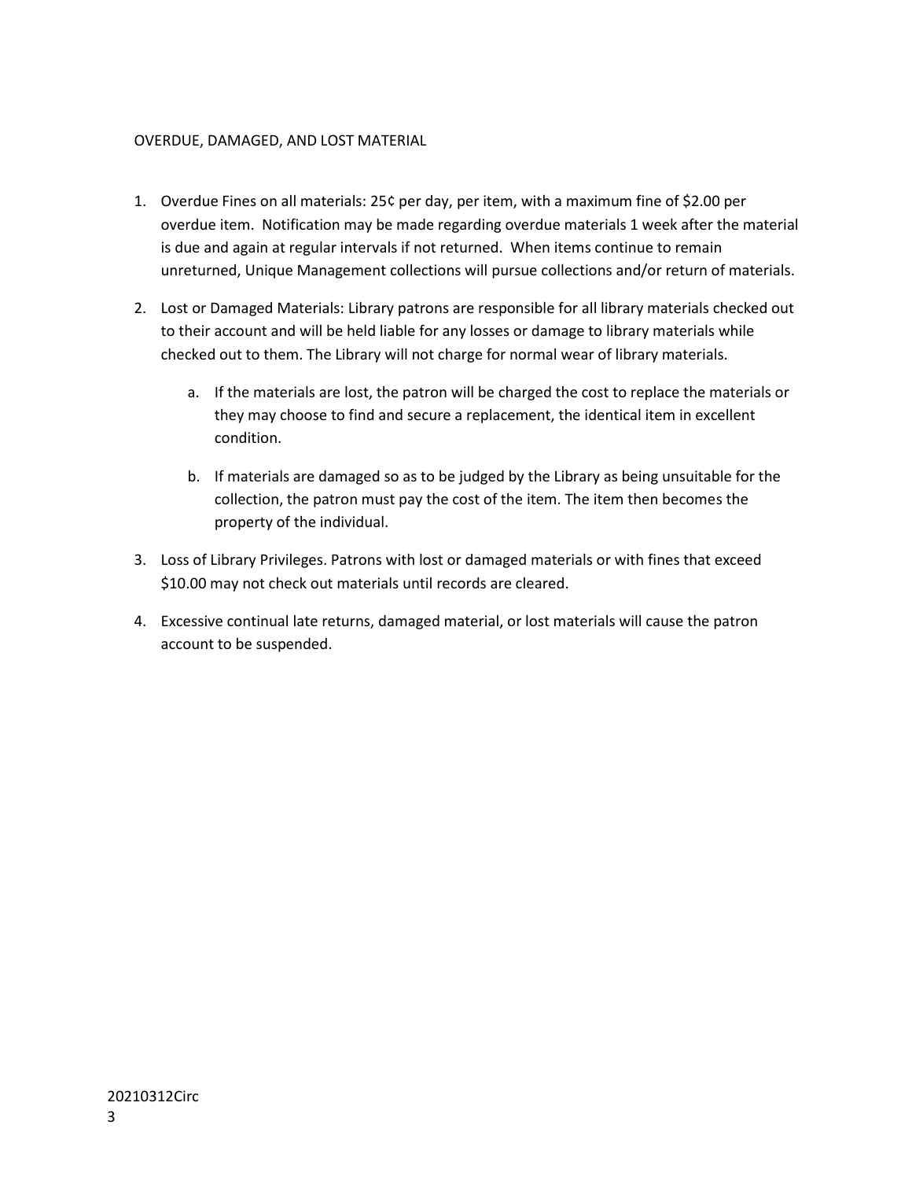OVERDUE, DAMAGED, AND LOST MATERIAL

1. Overdue Fines on all materials: 25¢ per day, per item, with a maximum fine of $2.00 per overdue item. Notification may be made regarding overdue materials 1 week after the material is due and again at regular intervals if not returned. When items continue to remain unreturned, Unique Management collections will pursue collections and/or return of materials.

2. Lost or Damaged Materials: Library patrons are responsible for all library materials checked out to their account and will be held liable for any losses or damage to library materials while checked out to them. The Library will not charge for normal wear of library materials.

    a. If the materials are lost, the patron will be charged the cost to replace the materials or they may choose to find and secure a replacement, the identical item in excellent condition.

    b. If materials are damaged so as to be judged by the Library as being unsuitable for the collection, the patron must pay the cost of the item. The item then becomes the property of the individual.

3. Loss of Library Privileges. Patrons with lost or damaged materials or with fines that exceed $10.00 may not check out materials until records are cleared.

4. Excessive continual late returns, damaged material, or lost materials will cause the patron account to be suspended.